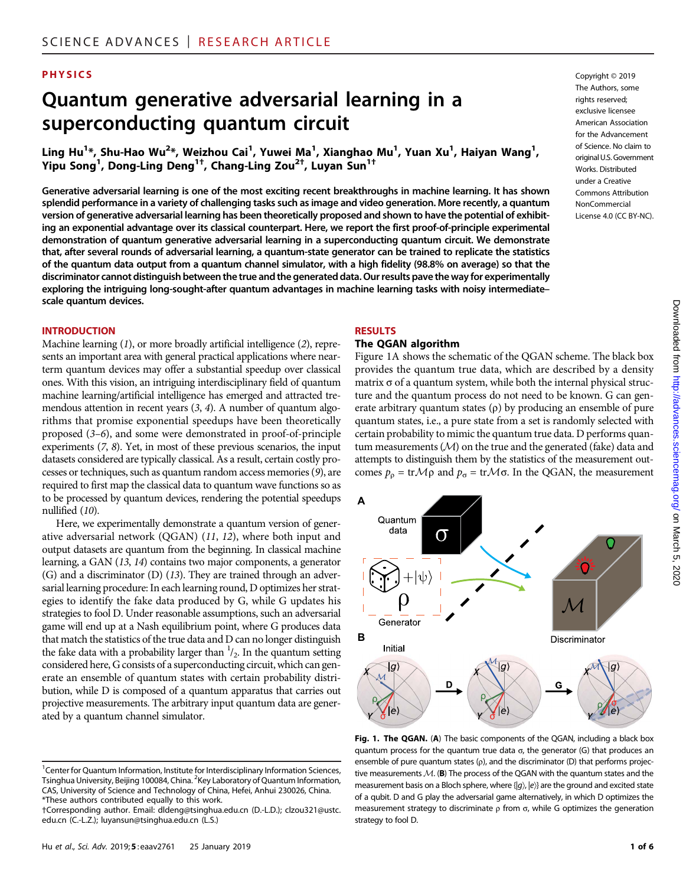PHYSICS

# Quantum generative adversarial learning in a superconducting quantum circuit

Ling Hu[1]*, Shu-Hao Wu[2]*, Weizhou Cai[1], Yuwei Ma[1], Xianghao Mu[1], Yuan Xu[1], Haiyan Wang[1], Yipu Song[1], Dong-Ling Deng[1†], Chang-Ling Zou[2†], Luyan Sun[1†]

Copyright © 2019 The Authors, some rights reserved; exclusive licensee American Association for the Advancement of Science. No claim to original U.S. Government Works. Distributed under a Creative Commons Attribution NonCommercial License 4.0 (CC BY-NC).

**Generative adversarial learning is one of the most exciting recent breakthroughs in machine learning. It has shown splendid performance in a variety of challenging tasks such as image and video generation. More recently, a quantum version of generative adversarial learning has been theoretically proposed and shown to have the potential of exhibiting an exponential advantage over its classical counterpart. Here, we report the first proof-of-principle experimental demonstration of quantum generative adversarial learning in a superconducting quantum circuit. We demonstrate that, after several rounds of adversarial learning, a quantum-state generator can be trained to replicate the statistics of the quantum data output from a quantum channel simulator, with a high fidelity (98.8% on average) so that the discriminator cannot distinguish between the true and the generated data. Our results pave the way for experimentally exploring the intriguing long-sought-after quantum advantages in machine learning tasks with noisy intermediate–scale quantum devices.**

## INTRODUCTION

Machine learning (1), or more broadly artificial intelligence (2), represents an important area with general practical applications where near-term quantum devices may offer a substantial speedup over classical ones. With this vision, an intriguing interdisciplinary field of quantum machine learning/artificial intelligence has emerged and attracted tremendous attention in recent years (3, 4). A number of quantum algorithms that promise exponential speedups have been theoretically proposed (3–6), and some were demonstrated in proof-of-principle experiments (7, 8). Yet, in most of these previous scenarios, the input datasets considered are typically classical. As a result, certain costly processes or techniques, such as quantum random access memories (9), are required to first map the classical data to quantum wave functions so as to be processed by quantum devices, rendering the potential speedups nullified (10).

Here, we experimentally demonstrate a quantum version of generative adversarial network (QGAN) (11, 12), where both input and output datasets are quantum from the beginning. In classical machine learning, a GAN (13, 14) contains two major components, a generator (G) and a discriminator (D) (13). They are trained through an adversarial learning procedure: In each learning round, D optimizes her strategies to identify the fake data produced by G, while G updates his strategies to fool D. Under reasonable assumptions, such an adversarial game will end up at a Nash equilibrium point, where G produces data that match the statistics of the true data and D can no longer distinguish the fake data with a probability larger than $^1/_2$. In the quantum setting considered here, G consists of a superconducting circuit, which can generate an ensemble of quantum states with certain probability distribution, while D is composed of a quantum apparatus that carries out projective measurements. The arbitrary input quantum data are generated by a quantum channel simulator.

## RESULTS

### The QGAN algorithm

Figure 1A shows the schematic of the QGAN scheme. The black box provides the quantum true data, which are described by a density matrix $\sigma$ of a quantum system, while both the internal physical structure and the quantum process do not need to be known. G can generate arbitrary quantum states ($\rho$) by producing an ensemble of pure quantum states, i.e., a pure state from a set is randomly selected with certain probability to mimic the quantum true data. D performs quantum measurements ($\mathcal{M}$) on the true and the generated (fake) data and attempts to distinguish them by the statistics of the measurement outcomes $p_\rho = \mathrm{tr}\mathcal{M}\rho$ and $p_\sigma = \mathrm{tr}\mathcal{M}\sigma$. In the QGAN, the measurement

**Fig. 1. The QGAN.** (**A**) The basic components of the QGAN, including a black box quantum process for the quantum true data $\sigma$, the generator (G) that produces an ensemble of pure quantum states ($\rho$), and the discriminator (D) that performs projective measurements $\mathcal{M}$. (**B**) The process of the QGAN with the quantum states and the measurement basis on a Bloch sphere, where $\{|g\rangle, |e\rangle\}$ are the ground and excited state of a qubit. D and G play the adversarial game alternatively, in which D optimizes the measurement strategy to discriminate $\rho$ from $\sigma$, while G optimizes the generation strategy to fool D.

[1]Center for Quantum Information, Institute for Interdisciplinary Information Sciences, Tsinghua University, Beijing 100084, China. [2]Key Laboratory of Quantum Information, CAS, University of Science and Technology of China, Hefei, Anhui 230026, China.
*These authors contributed equally to this work.
†Corresponding author. Email: dldeng@tsinghua.edu.cn (D.-L.D.); clzou321@ustc.edu.cn (C.-L.Z.); luyansun@tsinghua.edu.cn (L.S.)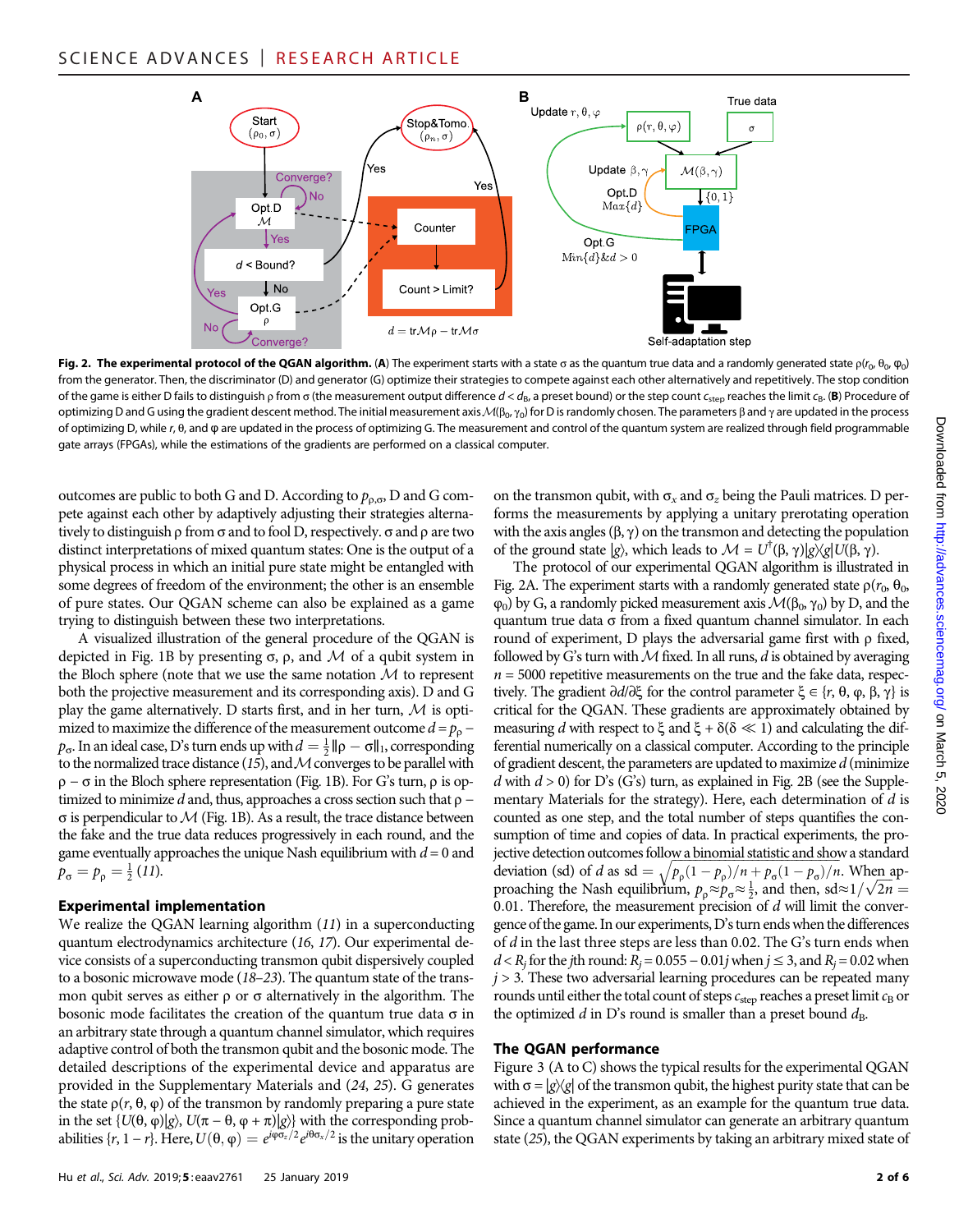**Fig. 2. The experimental protocol of the QGAN algorithm.** (**A**) The experiment starts with a state σ as the quantum true data and a randomly generated state $\rho(r_0, \theta_0, \varphi_0)$ from the generator. Then, the discriminator (D) and generator (G) optimize their strategies to compete against each other alternatively and repetitively. The stop condition of the game is either D fails to distinguish ρ from σ (the measurement output difference $d < d_B$, a preset bound) or the step count $c_{\text{step}}$ reaches the limit $c_B$. (**B**) Procedure of optimizing D and G using the gradient descent method. The initial measurement axis $\mathcal{M}(\beta_0, \gamma_0)$ for D is randomly chosen. The parameters β and γ are updated in the process of optimizing D, while r, θ, and φ are updated in the process of optimizing G. The measurement and control of the quantum system are realized through field programmable gate arrays (FPGAs), while the estimations of the gradients are performed on a classical computer.

outcomes are public to both G and D. According to $p_{\rho,\sigma}$, D and G compete against each other by adaptively adjusting their strategies alternatively to distinguish ρ from σ and to fool D, respectively. σ and ρ are two distinct interpretations of mixed quantum states: One is the output of a physical process in which an initial pure state might be entangled with some degrees of freedom of the environment; the other is an ensemble of pure states. Our QGAN scheme can also be explained as a game trying to distinguish between these two interpretations.

A visualized illustration of the general procedure of the QGAN is depicted in Fig. 1B by presenting σ, ρ, and $\mathcal{M}$ of a qubit system in the Bloch sphere (note that we use the same notation $\mathcal{M}$ to represent both the projective measurement and its corresponding axis). D and G play the game alternatively. D starts first, and in her turn, $\mathcal{M}$ is optimized to maximize the difference of the measurement outcome $d = p_\rho - p_\sigma$. In an ideal case, D's turn ends up with $d = \frac{1}{2}\|\rho - \sigma\|_1$, corresponding to the normalized trace distance (*15*), and $\mathcal{M}$ converges to be parallel with $\rho - \sigma$ in the Bloch sphere representation (Fig. 1B). For G's turn, ρ is optimized to minimize $d$ and, thus, approaches a cross section such that $\rho - \sigma$ is perpendicular to $\mathcal{M}$ (Fig. 1B). As a result, the trace distance between the fake and the true data reduces progressively in each round, and the game eventually approaches the unique Nash equilibrium with $d = 0$ and $p_\sigma = p_\rho = \frac{1}{2}$ (*11*).

## Experimental implementation

We realize the QGAN learning algorithm (*11*) in a superconducting quantum electrodynamics architecture (*16*, *17*). Our experimental device consists of a superconducting transmon qubit dispersively coupled to a bosonic microwave mode (*18*–*23*). The quantum state of the transmon qubit serves as either ρ or σ alternatively in the algorithm. The bosonic mode facilitates the creation of the quantum true data σ in an arbitrary state through a quantum channel simulator, which requires adaptive control of both the transmon qubit and the bosonic mode. The detailed descriptions of the experimental device and apparatus are provided in the Supplementary Materials and (*24*, *25*). G generates the state $\rho(r, \theta, \varphi)$ of the transmon by randomly preparing a pure state in the set $\{U(\theta, \varphi)|g\rangle, U(\pi - \theta, \varphi + \pi)|g\rangle\}$ with the corresponding probabilities $\{r, 1 - r\}$. Here, $U(\theta, \varphi) = e^{i\varphi\sigma_z/2}e^{i\theta\sigma_x/2}$ is the unitary operation on the transmon qubit, with $\sigma_x$ and $\sigma_z$ being the Pauli matrices. D performs the measurements by applying a unitary prerotating operation with the axis angles (β, γ) on the transmon and detecting the population of the ground state $|g\rangle$, which leads to $\mathcal{M} = U^\dagger(\beta, \gamma)|g\rangle\langle g|U(\beta, \gamma)$.

The protocol of our experimental QGAN algorithm is illustrated in Fig. 2A. The experiment starts with a randomly generated state $\rho(r_0, \theta_0, \varphi_0)$ by G, a randomly picked measurement axis $\mathcal{M}(\beta_0, \gamma_0)$ by D, and the quantum true data σ from a fixed quantum channel simulator. In each round of experiment, D plays the adversarial game first with ρ fixed, followed by G's turn with $\mathcal{M}$ fixed. In all runs, $d$ is obtained by averaging $n = 5000$ repetitive measurements on the true and the fake data, respectively. The gradient $\partial d/\partial \xi$ for the control parameter $\xi \in \{r, \theta, \varphi, \beta, \gamma\}$ is critical for the QGAN. These gradients are approximately obtained by measuring $d$ with respect to ξ and $\xi + \delta(\delta \ll 1)$ and calculating the differential numerically on a classical computer. According to the principle of gradient descent, the parameters are updated to maximize $d$ (minimize $d$ with $d > 0$) for D's (G's) turn, as explained in Fig. 2B (see the Supplementary Materials for the strategy). Here, each determination of $d$ is counted as one step, and the total number of steps quantifies the consumption of time and copies of data. In practical experiments, the projective detection outcomes follow a binomial statistic and show a standard deviation (sd) of $d$ as $\text{sd} = \sqrt{p_\rho(1 - p_\rho)/n + p_\sigma(1 - p_\sigma)/n}$. When approaching the Nash equilibrium, $p_\rho \approx p_\sigma \approx \frac{1}{2}$, and then, $\text{sd} \approx 1/\sqrt{2n} = 0.01$. Therefore, the measurement precision of $d$ will limit the convergence of the game. In our experiments, D's turn ends when the differences of $d$ in the last three steps are less than 0.02. The G's turn ends when $d < R_j$ for the $j$th round: $R_j = 0.055 - 0.01j$ when $j \leq 3$, and $R_j = 0.02$ when $j > 3$. These two adversarial learning procedures can be repeated many rounds until either the total count of steps $c_{\text{step}}$ reaches a preset limit $c_B$ or the optimized $d$ in D's round is smaller than a preset bound $d_B$.

## The QGAN performance

Figure 3 (A to C) shows the typical results for the experimental QGAN with $\sigma = |g\rangle\langle g|$ of the transmon qubit, the highest purity state that can be achieved in the experiment, as an example for the quantum true data. Since a quantum channel simulator can generate an arbitrary quantum state (*25*), the QGAN experiments by taking an arbitrary mixed state of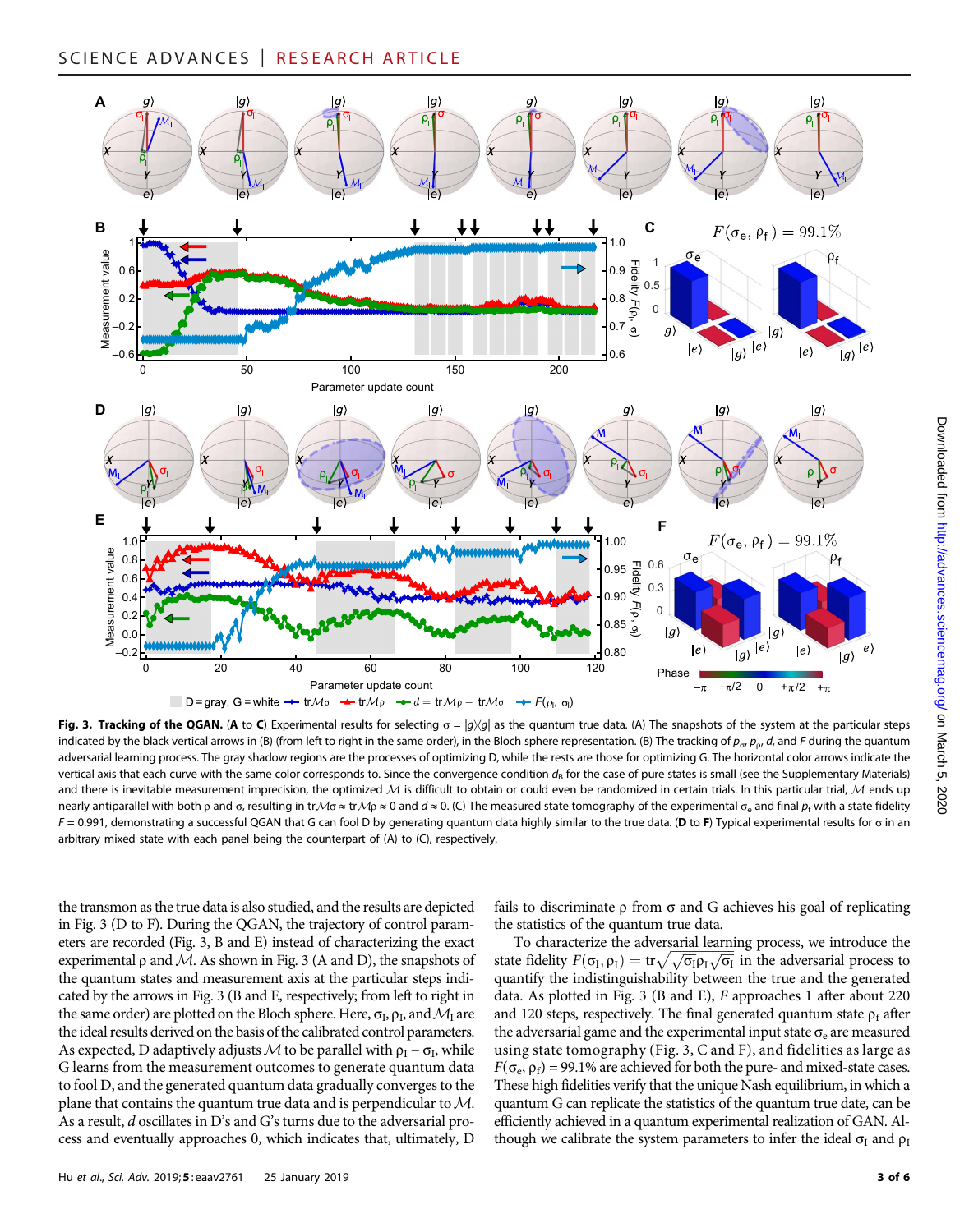**Fig. 3. Tracking of the QGAN.** (**A** to **C**) Experimental results for selecting $\sigma = |g\rangle\langle g|$ as the quantum true data. (A) The snapshots of the system at the particular steps indicated by the black vertical arrows in (B) (from left to right in the same order), in the Bloch sphere representation. (B) The tracking of $\rho_\sigma$, $\rho_\rho$, $d$, and $F$ during the quantum adversarial learning process. The gray shadow regions are the processes of optimizing D, while the rests are those for optimizing G. The horizontal color arrows indicate the vertical axis that each curve with the same color corresponds to. Since the convergence condition $d_B$ for the case of pure states is small (see the Supplementary Materials) and there is inevitable measurement imprecision, the optimized $\mathcal{M}$ is difficult to obtain or could even be randomized in certain trials. In this particular trial, $\mathcal{M}$ ends up nearly antiparallel with both ρ and σ, resulting in $\mathrm{tr}\mathcal{M}\sigma \approx \mathrm{tr}\mathcal{M}\rho \approx 0$ and $d \approx 0$. (C) The measured state tomography of the experimental $\sigma_e$ and final $\rho_f$ with a state fidelity $F = 0.991$, demonstrating a successful QGAN that G can fool D by generating quantum data highly similar to the true data. (**D** to **F**) Typical experimental results for σ in an arbitrary mixed state with each panel being the counterpart of (A) to (C), respectively.

the transmon as the true data is also studied, and the results are depicted in Fig. 3 (D to F). During the QGAN, the trajectory of control parameters are recorded (Fig. 3, B and E) instead of characterizing the exact experimental ρ and $\mathcal{M}$. As shown in Fig. 3 (A and D), the snapshots of the quantum states and measurement axis at the particular steps indicated by the arrows in Fig. 3 (B and E, respectively; from left to right in the same order) are plotted on the Bloch sphere. Here, $\sigma_\mathrm{I}$, $\rho_\mathrm{I}$, and $\mathcal{M}_\mathrm{I}$ are the ideal results derived on the basis of the calibrated control parameters. As expected, D adaptively adjusts $\mathcal{M}$ to be parallel with $\rho_\mathrm{I} - \sigma_\mathrm{I}$, while G learns from the measurement outcomes to generate quantum data to fool D, and the generated quantum data gradually converges to the plane that contains the quantum true data and is perpendicular to $\mathcal{M}$. As a result, $d$ oscillates in D's and G's turns due to the adversarial process and eventually approaches 0, which indicates that, ultimately, D fails to discriminate ρ from σ and G achieves his goal of replicating the statistics of the quantum true data.

To characterize the adversarial learning process, we introduce the state fidelity $F(\sigma_\mathrm{I}, \rho_\mathrm{I}) = \mathrm{tr}\sqrt{\sqrt{\sigma_\mathrm{I}}\rho_\mathrm{I}\sqrt{\sigma_\mathrm{I}}}$ in the adversarial process to quantify the indistinguishability between the true and the generated data. As plotted in Fig. 3 (B and E), $F$ approaches 1 after about 220 and 120 steps, respectively. The final generated quantum state $\rho_\mathrm{f}$ after the adversarial game and the experimental input state $\sigma_\mathrm{e}$ are measured using state tomography (Fig. 3, C and F), and fidelities as large as $F(\sigma_\mathrm{e}, \rho_\mathrm{f}) = 99.1\%$ are achieved for both the pure- and mixed-state cases. These high fidelities verify that the unique Nash equilibrium, in which a quantum G can replicate the statistics of the quantum true date, can be efficiently achieved in a quantum experimental realization of GAN. Although we calibrate the system parameters to infer the ideal $\sigma_\mathrm{I}$ and $\rho_\mathrm{I}$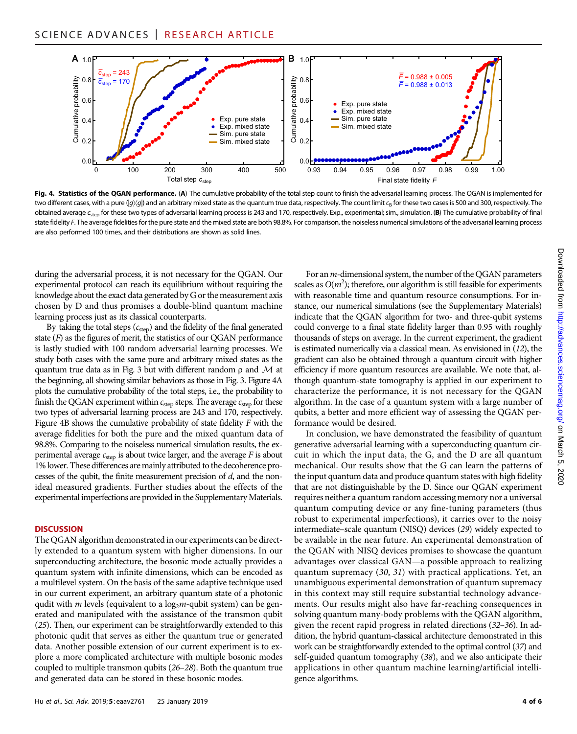**Fig. 4. Statistics of the QGAN performance.** (**A**) The cumulative probability of the total step count to finish the adversarial learning process. The QGAN is implemented for two different cases, with a pure ($|g\rangle\langle g|$) and an arbitrary mixed state as the quantum true data, respectively. The count limit $c_B$ for these two cases is 500 and 300, respectively. The obtained average $c_{step}$ for these two types of adversarial learning process is 243 and 170, respectively. Exp., experimental; sim., simulation. (**B**) The cumulative probability of final state fidelity $F$. The average fidelities for the pure state and the mixed state are both 98.8%. For comparison, the noiseless numerical simulations of the adversarial learning process are also performed 100 times, and their distributions are shown as solid lines.

during the adversarial process, it is not necessary for the QGAN. Our experimental protocol can reach its equilibrium without requiring the knowledge about the exact data generated by G or the measurement axis chosen by D and thus promises a double-blind quantum machine learning process just as its classical counterparts.

By taking the total steps ($c_{step}$) and the fidelity of the final generated state ($F$) as the figures of merit, the statistics of our QGAN performance is lastly studied with 100 random adversarial learning processes. We study both cases with the same pure and arbitrary mixed states as the quantum true data as in Fig. 3 but with different random ρ and $\mathcal{M}$ at the beginning, all showing similar behaviors as those in Fig. 3. Figure 4A plots the cumulative probability of the total steps, i.e., the probability to finish the QGAN experiment within $c_{step}$ steps. The average $c_{step}$ for these two types of adversarial learning process are 243 and 170, respectively. Figure 4B shows the cumulative probability of state fidelity $F$ with the average fidelities for both the pure and the mixed quantum data of 98.8%. Comparing to the noiseless numerical simulation results, the experimental average $c_{step}$ is about twice larger, and the average $F$ is about 1% lower. These differences are mainly attributed to the decoherence processes of the qubit, the finite measurement precision of $d$, and the nonideal measured gradients. Further studies about the effects of the experimental imperfections are provided in the Supplementary Materials.

## DISCUSSION

The QGAN algorithm demonstrated in our experiments can be directly extended to a quantum system with higher dimensions. In our superconducting architecture, the bosonic mode actually provides a quantum system with infinite dimensions, which can be encoded as a multilevel system. On the basis of the same adaptive technique used in our current experiment, an arbitrary quantum state of a photonic qudit with $m$ levels (equivalent to a $\log_2 m$-qubit system) can be generated and manipulated with the assistance of the transmon qubit (25). Then, our experiment can be straightforwardly extended to this photonic qudit that serves as either the quantum true or generated data. Another possible extension of our current experiment is to explore a more complicated architecture with multiple bosonic modes coupled to multiple transmon qubits (26–28). Both the quantum true and generated data can be stored in these bosonic modes.

For an $m$-dimensional system, the number of the QGAN parameters scales as $O(m^2)$; therefore, our algorithm is still feasible for experiments with reasonable time and quantum resource consumptions. For instance, our numerical simulations (see the Supplementary Materials) indicate that the QGAN algorithm for two- and three-qubit systems could converge to a final state fidelity larger than 0.95 with roughly thousands of steps on average. In the current experiment, the gradient is estimated numerically via a classical mean. As envisioned in (12), the gradient can also be obtained through a quantum circuit with higher efficiency if more quantum resources are available. We note that, although quantum-state tomography is applied in our experiment to characterize the performance, it is not necessary for the QGAN algorithm. In the case of a quantum system with a large number of qubits, a better and more efficient way of assessing the QGAN performance would be desired.

In conclusion, we have demonstrated the feasibility of quantum generative adversarial learning with a superconducting quantum circuit in which the input data, the G, and the D are all quantum mechanical. Our results show that the G can learn the patterns of the input quantum data and produce quantum states with high fidelity that are not distinguishable by the D. Since our QGAN experiment requires neither a quantum random accessing memory nor a universal quantum computing device or any fine-tuning parameters (thus robust to experimental imperfections), it carries over to the noisy intermediate–scale quantum (NISQ) devices (29) widely expected to be available in the near future. An experimental demonstration of the QGAN with NISQ devices promises to showcase the quantum advantages over classical GAN—a possible approach to realizing quantum supremacy (30, 31) with practical applications. Yet, an unambiguous experimental demonstration of quantum supremacy in this context may still require substantial technology advancements. Our results might also have far-reaching consequences in solving quantum many-body problems with the QGAN algorithm, given the recent rapid progress in related directions (32–36). In addition, the hybrid quantum-classical architecture demonstrated in this work can be straightforwardly extended to the optimal control (37) and self-guided quantum tomography (38), and we also anticipate their applications in other quantum machine learning/artificial intelligence algorithms.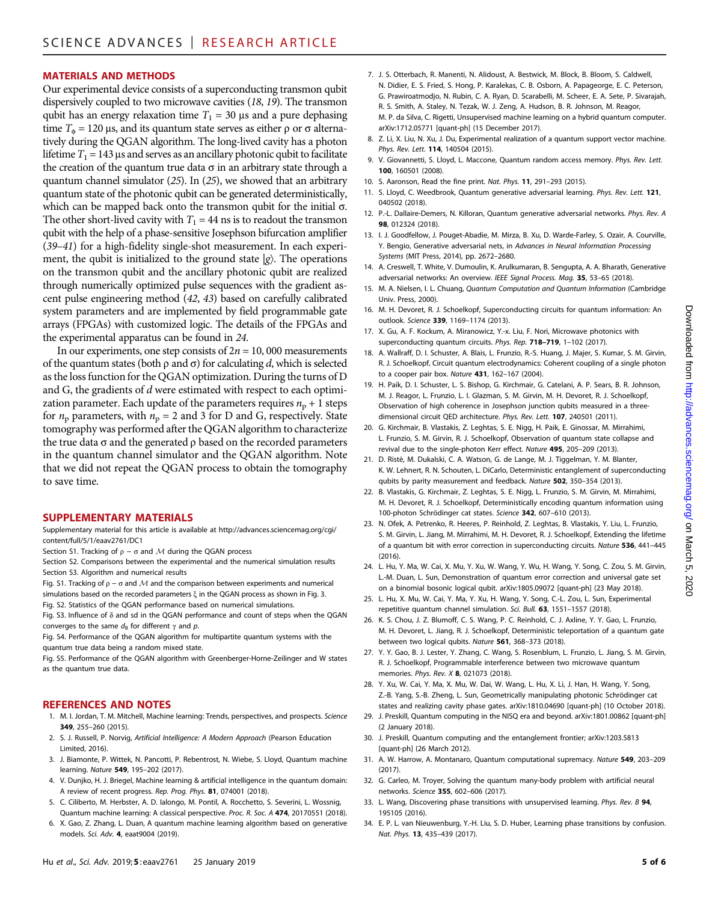## MATERIALS AND METHODS

Our experimental device consists of a superconducting transmon qubit dispersively coupled to two microwave cavities (18, 19). The transmon qubit has an energy relaxation time $T_1 = 30$ μs and a pure dephasing time $T_\phi = 120$ μs, and its quantum state serves as either ρ or σ alternatively during the QGAN algorithm. The long-lived cavity has a photon lifetime $T_1 = 143$ μs and serves as an ancillary photonic qubit to facilitate the creation of the quantum true data σ in an arbitrary state through a quantum channel simulator (25). In (25), we showed that an arbitrary quantum state of the photonic qubit can be generated deterministically, which can be mapped back onto the transmon qubit for the initial σ. The other short-lived cavity with $T_1 = 44$ ns is to readout the transmon qubit with the help of a phase-sensitive Josephson bifurcation amplifier (39–41) for a high-fidelity single-shot measurement. In each experiment, the qubit is initialized to the ground state $|g\rangle$. The operations on the transmon qubit and the ancillary photonic qubit are realized through numerically optimized pulse sequences with the gradient ascent pulse engineering method (42, 43) based on carefully calibrated system parameters and are implemented by field programmable gate arrays (FPGAs) with customized logic. The details of the FPGAs and the experimental apparatus can be found in 24.

In our experiments, one step consists of $2n = 10,000$ measurements of the quantum states (both ρ and σ) for calculating $d$, which is selected as the loss function for the QGAN optimization. During the turns of D and G, the gradients of $d$ were estimated with respect to each optimization parameter. Each update of the parameters requires $n_p + 1$ steps for $n_p$ parameters, with $n_p = 2$ and 3 for D and G, respectively. State tomography was performed after the QGAN algorithm to characterize the true data σ and the generated ρ based on the recorded parameters in the quantum channel simulator and the QGAN algorithm. Note that we did not repeat the QGAN process to obtain the tomography to save time.

## SUPPLEMENTARY MATERIALS

Supplementary material for this article is available at http://advances.sciencemag.org/cgi/content/full/5/1/eaav2761/DC1

Section S1. Tracking of $\rho - \sigma$ and $\mathcal{M}$ during the QGAN process

Section S2. Comparisons between the experimental and the numerical simulation results

Section S3. Algorithm and numerical results

Fig. S1. Tracking of $\rho - \sigma$ and $\mathcal{M}$ and the comparison between experiments and numerical simulations based on the recorded parameters ξ in the QGAN process as shown in Fig. 3.

Fig. S2. Statistics of the QGAN performance based on numerical simulations.

Fig. S3. Influence of δ and sd in the QGAN performance and count of steps when the QGAN converges to the same $d_B$ for different γ and $p$.

Fig. S4. Performance of the QGAN algorithm for multipartite quantum systems with the quantum true data being a random mixed state.

Fig. S5. Performance of the QGAN algorithm with Greenberger-Horne-Zeilinger and W states as the quantum true data.

## REFERENCES AND NOTES

1. M. I. Jordan, T. M. Mitchell, Machine learning: Trends, perspectives, and prospects. *Science* **349**, 255–260 (2015).
2. S. J. Russell, P. Norvig, *Artificial Intelligence: A Modern Approach* (Pearson Education Limited, 2016).
3. J. Biamonte, P. Wittek, N. Pancotti, P. Rebentrost, N. Wiebe, S. Lloyd, Quantum machine learning. *Nature* **549**, 195–202 (2017).
4. V. Dunjko, H. J. Briegel, Machine learning & artificial intelligence in the quantum domain: A review of recent progress. *Rep. Prog. Phys.* **81**, 074001 (2018).
5. C. Ciliberto, M. Herbster, A. D. Ialongo, M. Pontil, A. Rocchetto, S. Severini, L. Wossnig, Quantum machine learning: A classical perspective. *Proc. R. Soc. A* **474**, 20170551 (2018).
6. X. Gao, Z. Zhang, L. Duan, A quantum machine learning algorithm based on generative models. *Sci. Adv.* **4**, eaat9004 (2019).
7. J. S. Otterbach, R. Manenti, N. Alidoust, A. Bestwick, M. Block, B. Bloom, S. Caldwell, N. Didier, E. S. Fried, S. Hong, P. Karalekas, C. B. Osborn, A. Papageorge, E. C. Peterson, G. Prawiroatmodjo, N. Rubin, C. A. Ryan, D. Scarabelli, M. Scheer, E. A. Sete, P. Sivarajah, R. S. Smith, A. Staley, N. Tezak, W. J. Zeng, A. Hudson, B. R. Johnson, M. Reagor, M. P. da Silva, C. Rigetti, Unsupervised machine learning on a hybrid quantum computer. arXiv:1712.05771 [quant-ph] (15 December 2017).
8. Z. Li, X. Liu, N. Xu, J. Du, Experimental realization of a quantum support vector machine. *Phys. Rev. Lett.* **114**, 140504 (2015).
9. V. Giovannetti, S. Lloyd, L. Maccone, Quantum random access memory. *Phys. Rev. Lett.* **100**, 160501 (2008).
10. S. Aaronson, Read the fine print. *Nat. Phys.* **11**, 291–293 (2015).
11. S. Lloyd, C. Weedbrook, Quantum generative adversarial learning. *Phys. Rev. Lett.* **121**, 040502 (2018).
12. P.-L. Dallaire-Demers, N. Killoran, Quantum generative adversarial networks. *Phys. Rev. A* **98**, 012324 (2018).
13. I. J. Goodfellow, J. Pouget-Abadie, M. Mirza, B. Xu, D. Warde-Farley, S. Ozair, A. Courville, Y. Bengio, Generative adversarial nets, in *Advances in Neural Information Processing Systems* (MIT Press, 2014), pp. 2672–2680.
14. A. Creswell, T. White, V. Dumoulin, K. Arulkumaran, B. Sengupta, A. A. Bharath, Generative adversarial networks: An overview. *IEEE Signal Process. Mag.* **35**, 53–65 (2018).
15. M. A. Nielsen, I. L. Chuang, *Quantum Computation and Quantum Information* (Cambridge Univ. Press, 2000).
16. M. H. Devoret, R. J. Schoelkopf, Superconducting circuits for quantum information: An outlook. *Science* **339**, 1169–1174 (2013).
17. X. Gu, A. F. Kockum, A. Miranowicz, Y.-x. Liu, F. Nori, Microwave photonics with superconducting quantum circuits. *Phys. Rep.* **718–719**, 1–102 (2017).
18. A. Wallraff, D. I. Schuster, A. Blais, L. Frunzio, R.-S. Huang, J. Majer, S. Kumar, S. M. Girvin, R. J. Schoelkopf, Circuit quantum electrodynamics: Coherent coupling of a single photon to a cooper pair box. *Nature* **431**, 162–167 (2004).
19. H. Paik, D. I. Schuster, L. S. Bishop, G. Kirchmair, G. Catelani, A. P. Sears, B. R. Johnson, M. J. Reagor, L. Frunzio, L. I. Glazman, S. M. Girvin, M. H. Devoret, R. J. Schoelkopf, Observation of high coherence in Josephson junction qubits measured in a three-dimensional circuit QED architecture. *Phys. Rev. Lett.* **107**, 240501 (2011).
20. G. Kirchmair, B. Vlastakis, Z. Leghtas, S. E. Nigg, H. Paik, E. Ginossar, M. Mirrahimi, L. Frunzio, S. M. Girvin, R. J. Schoelkopf, Observation of quantum state collapse and revival due to the single-photon Kerr effect. *Nature* **495**, 205–209 (2013).
21. D. Ristè, M. Dukalski, C. A. Watson, G. de Lange, M. J. Tiggelman, Y. M. Blanter, K. W. Lehnert, R. N. Schouten, L. DiCarlo, Deterministic entanglement of superconducting qubits by parity measurement and feedback. *Nature* **502**, 350–354 (2013).
22. B. Vlastakis, G. Kirchmair, Z. Leghtas, S. E. Nigg, L. Frunzio, S. M. Girvin, M. Mirrahimi, M. H. Devoret, R. J. Schoelkopf, Deterministically encoding quantum information using 100-photon Schrödinger cat states. *Science* **342**, 607–610 (2013).
23. N. Ofek, A. Petrenko, R. Heeres, P. Reinhold, Z. Leghtas, B. Vlastakis, Y. Liu, L. Frunzio, S. M. Girvin, L. Jiang, M. Mirrahimi, M. H. Devoret, R. J. Schoelkopf, Extending the lifetime of a quantum bit with error correction in superconducting circuits. *Nature* **536**, 441–445 (2016).
24. L. Hu, Y. Ma, W. Cai, X. Mu, Y. Xu, W. Wang, Y. Wu, H. Wang, Y. Song, C. Zou, S. M. Girvin, L.-M. Duan, L. Sun, Demonstration of quantum error correction and universal gate set on a binomial bosonic logical qubit. arXiv:1805.09072 [quant-ph] (23 May 2018).
25. L. Hu, X. Mu, W. Cai, Y. Ma, Y. Xu, H. Wang, Y. Song, C.-L. Zou, L. Sun, Experimental repetitive quantum channel simulation. *Sci. Bull.* **63**, 1551–1557 (2018).
26. K. S. Chou, J. Z. Blumoff, C. S. Wang, P. C. Reinhold, C. J. Axline, Y. Y. Gao, L. Frunzio, M. H. Devoret, L. Jiang, R. J. Schoelkopf, Deterministic teleportation of a quantum gate between two logical qubits. *Nature* **561**, 368–373 (2018).
27. Y. Y. Gao, B. J. Lester, Y. Zhang, C. Wang, S. Rosenblum, L. Frunzio, L. Jiang, S. M. Girvin, R. J. Schoelkopf, Programmable interference between two microwave quantum memories. *Phys. Rev. X* **8**, 021073 (2018).
28. Y. Xu, W. Cai, Y. Ma, X. Mu, W. Dai, W. Wang, L. Hu, X. Li, J. Han, H. Wang, Y. Song, Z.-B. Yang, S.-B. Zheng, L. Sun, Geometrically manipulating photonic Schrödinger cat states and realizing cavity phase gates. arXiv:1810.04690 [quant-ph] (10 October 2018).
29. J. Preskill, Quantum computing in the NISQ era and beyond. arXiv:1801.00862 [quant-ph] (2 January 2018).
30. J. Preskill, Quantum computing and the entanglement frontier; arXiv:1203.5813 [quant-ph] (26 March 2012).
31. A. W. Harrow, A. Montanaro, Quantum computational supremacy. *Nature* **549**, 203–209 (2017).
32. G. Carleo, M. Troyer, Solving the quantum many-body problem with artificial neural networks. *Science* **355**, 602–606 (2017).
33. L. Wang, Discovering phase transitions with unsupervised learning. *Phys. Rev. B* **94**, 195105 (2016).
34. E. P. L. van Nieuwenburg, Y.-H. Liu, S. D. Huber, Learning phase transitions by confusion. *Nat. Phys.* **13**, 435–439 (2017).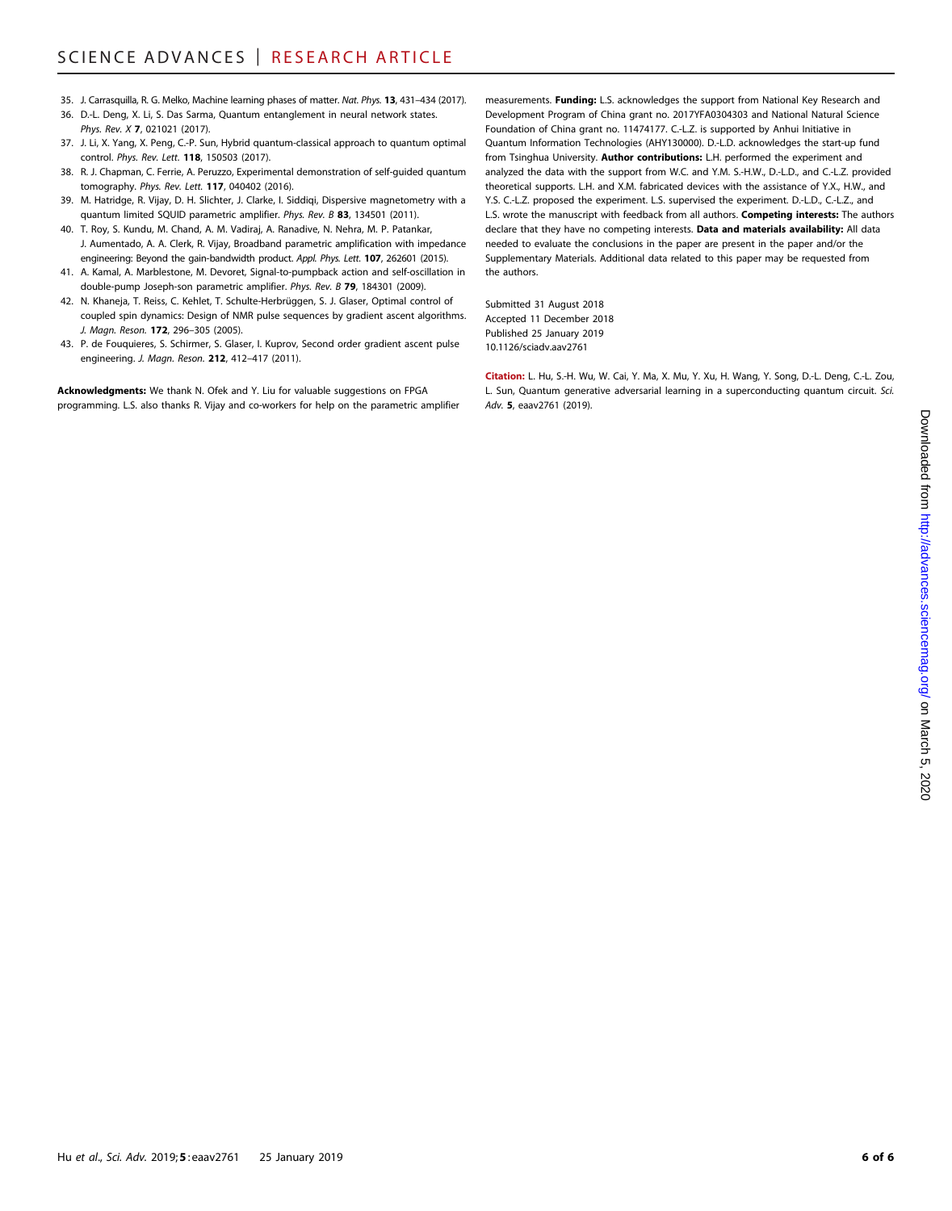35. J. Carrasquilla, R. G. Melko, Machine learning phases of matter. *Nat. Phys.* **13**, 431–434 (2017).
36. D.-L. Deng, X. Li, S. Das Sarma, Quantum entanglement in neural network states. *Phys. Rev. X* **7**, 021021 (2017).
37. J. Li, X. Yang, X. Peng, C.-P. Sun, Hybrid quantum-classical approach to quantum optimal control. *Phys. Rev. Lett.* **118**, 150503 (2017).
38. R. J. Chapman, C. Ferrie, A. Peruzzo, Experimental demonstration of self-guided quantum tomography. *Phys. Rev. Lett.* **117**, 040402 (2016).
39. M. Hatridge, R. Vijay, D. H. Slichter, J. Clarke, I. Siddiqi, Dispersive magnetometry with a quantum limited SQUID parametric amplifier. *Phys. Rev. B* **83**, 134501 (2011).
40. T. Roy, S. Kundu, M. Chand, A. M. Vadiraj, A. Ranadive, N. Nehra, M. P. Patankar, J. Aumentado, A. A. Clerk, R. Vijay, Broadband parametric amplification with impedance engineering: Beyond the gain-bandwidth product. *Appl. Phys. Lett.* **107**, 262601 (2015).
41. A. Kamal, A. Marblestone, M. Devoret, Signal-to-pumpback action and self-oscillation in double-pump Joseph-son parametric amplifier. *Phys. Rev. B* **79**, 184301 (2009).
42. N. Khaneja, T. Reiss, C. Kehlet, T. Schulte-Herbrüggen, S. J. Glaser, Optimal control of coupled spin dynamics: Design of NMR pulse sequences by gradient ascent algorithms. *J. Magn. Reson.* **172**, 296–305 (2005).
43. P. de Fouquieres, S. Schirmer, S. Glaser, I. Kuprov, Second order gradient ascent pulse engineering. *J. Magn. Reson.* **212**, 412–417 (2011).

**Acknowledgments:** We thank N. Ofek and Y. Liu for valuable suggestions on FPGA programming. L.S. also thanks R. Vijay and co-workers for help on the parametric amplifier measurements. **Funding:** L.S. acknowledges the support from National Key Research and Development Program of China grant no. 2017YFA0304303 and National Natural Science Foundation of China grant no. 11474177. C.-L.Z. is supported by Anhui Initiative in Quantum Information Technologies (AHY130000). D.-L.D. acknowledges the start-up fund from Tsinghua University. **Author contributions:** L.H. performed the experiment and analyzed the data with the support from W.C. and Y.M. S.-H.W., D.-L.D., and C.-L.Z. provided theoretical supports. L.H. and X.M. fabricated devices with the assistance of Y.X., H.W., and Y.S. C.-L.Z. proposed the experiment. L.S. supervised the experiment. D.-L.D., C.-L.Z., and L.S. wrote the manuscript with feedback from all authors. **Competing interests:** The authors declare that they have no competing interests. **Data and materials availability:** All data needed to evaluate the conclusions in the paper are present in the paper and/or the Supplementary Materials. Additional data related to this paper may be requested from the authors.

Submitted 31 August 2018
Accepted 11 December 2018
Published 25 January 2019
10.1126/sciadv.aav2761

**Citation:** L. Hu, S.-H. Wu, W. Cai, Y. Ma, X. Mu, Y. Xu, H. Wang, Y. Song, D.-L. Deng, C.-L. Zou, L. Sun, Quantum generative adversarial learning in a superconducting quantum circuit. *Sci. Adv.* **5**, eaav2761 (2019).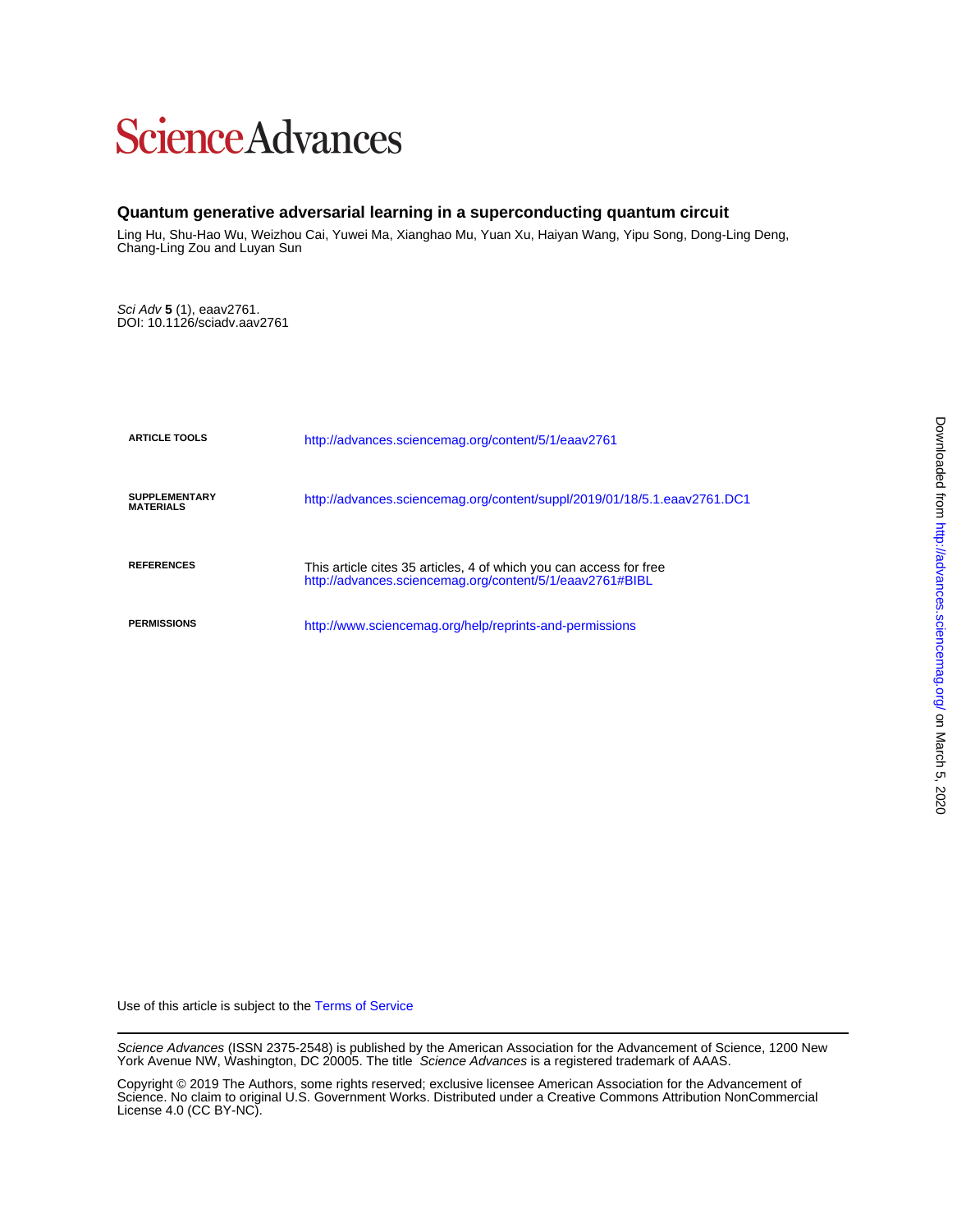# Science Advances

## Quantum generative adversarial learning in a superconducting quantum circuit

Ling Hu, Shu-Hao Wu, Weizhou Cai, Yuwei Ma, Xianghao Mu, Yuan Xu, Haiyan Wang, Yipu Song, Dong-Ling Deng, Chang-Ling Zou and Luyan Sun

*Sci Adv* **5** (1), eaav2761.
DOI: 10.1126/sciadv.aav2761

| | |
|---|---|
| **ARTICLE TOOLS** | http://advances.sciencemag.org/content/5/1/eaav2761 |
| **SUPPLEMENTARY MATERIALS** | http://advances.sciencemag.org/content/suppl/2019/01/18/5.1.eaav2761.DC1 |
| **REFERENCES** | This article cites 35 articles, 4 of which you can access for free http://advances.sciencemag.org/content/5/1/eaav2761#BIBL |
| **PERMISSIONS** | http://www.sciencemag.org/help/reprints-and-permissions |

Downloaded from http://advances.sciencemag.org/ on March 5, 2020

Use of this article is subject to the Terms of Service

*Science Advances* (ISSN 2375-2548) is published by the American Association for the Advancement of Science, 1200 New York Avenue NW, Washington, DC 20005. The title *Science Advances* is a registered trademark of AAAS.

Copyright © 2019 The Authors, some rights reserved; exclusive licensee American Association for the Advancement of Science. No claim to original U.S. Government Works. Distributed under a Creative Commons Attribution NonCommercial License 4.0 (CC BY-NC).